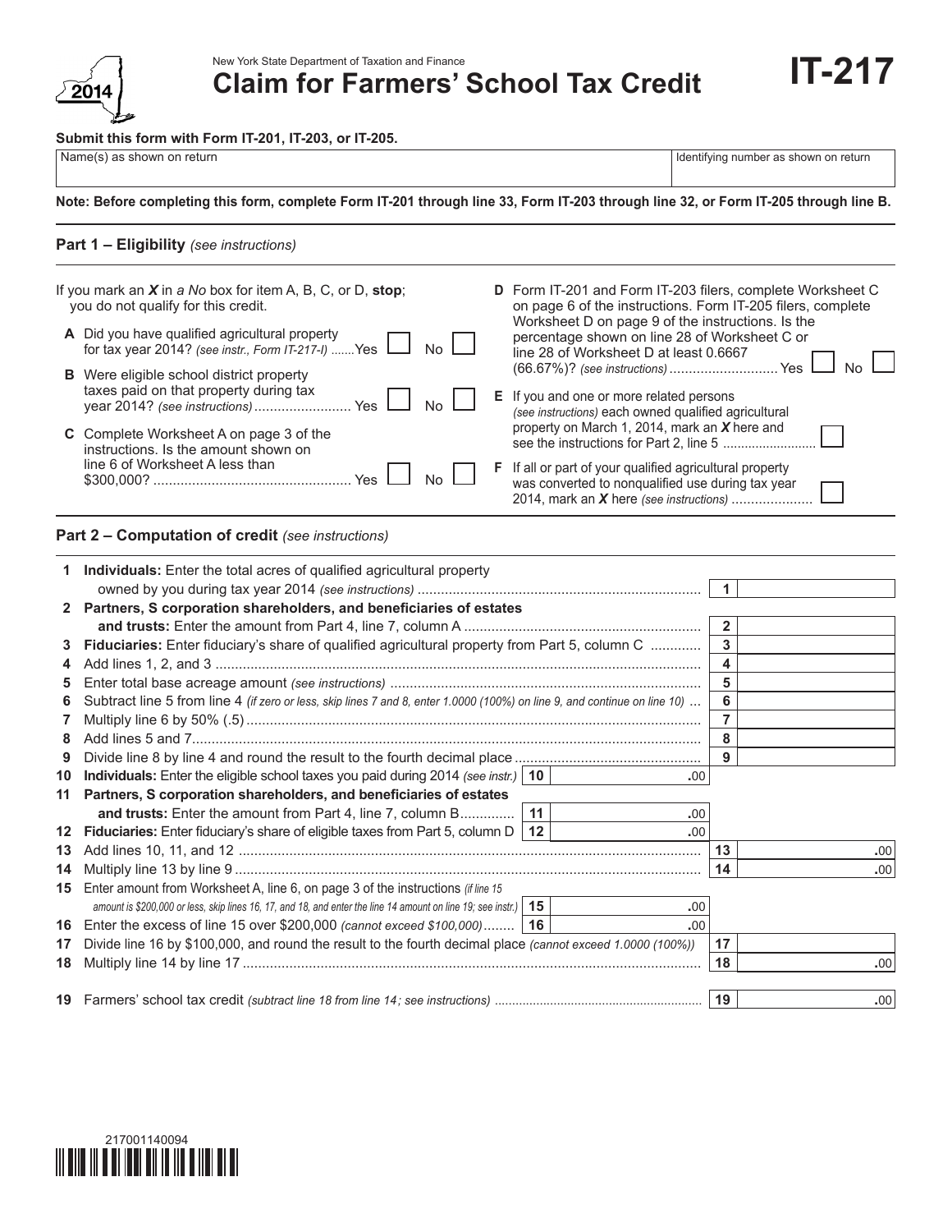New York State Department of Taxation and Finance

# Claim for Farmers' School Tax Credit

**IT-217**

2014

**Submit this form with Form IT-201, IT-203, or IT-205.**

| Name(s) as shown on return | Identifying number as shown on return |
|---|---|
| | |

**Note: Before completing this form, complete Form IT-201 through line 33, Form IT-203 through line 32, or Form IT-205 through line B.**

## Part 1 – Eligibility *(see instructions)*

If you mark an ***X*** in a *No* box for item A, B, C, or D, **stop**; you do not qualify for this credit.

**A** Did you have qualified agricultural property for tax year 2014? *(see instr., Form IT-217-I)* ....... Yes ☐ No ☐

**B** Were eligible school district property taxes paid on that property during tax year 2014? *(see instructions)* ......................... Yes ☐ No ☐

**C** Complete Worksheet A on page 3 of the instructions. Is the amount shown on line 6 of Worksheet A less than $300,000? .................................................. Yes ☐ No ☐

**D** Form IT-201 and Form IT-203 filers, complete Worksheet C on page 6 of the instructions. Form IT-205 filers, complete Worksheet D on page 9 of the instructions. Is the percentage shown on line 28 of Worksheet C or line 28 of Worksheet D at least 0.6667 (66.67%)? *(see instructions)* ........................... Yes ☐ No ☐

**E** If you and one or more related persons *(see instructions)* each owned qualified agricultural property on March 1, 2014, mark an ***X*** here and see the instructions for Part 2, line 5 .......................... ☐

**F** If all or part of your qualified agricultural property was converted to nonqualified use during tax year 2014, mark an ***X*** here *(see instructions)* ..................... ☐

## Part 2 – Computation of credit *(see instructions)*

| Line | Description | | | Line | Amount |
|---|---|---|---|---|---|
| 1 | **Individuals:** Enter the total acres of qualified agricultural property owned by you during tax year 2014 *(see instructions)* | | | 1 | |
| 2 | **Partners, S corporation shareholders, and beneficiaries of estates and trusts:** Enter the amount from Part 4, line 7, column A | | | 2 | |
| 3 | **Fiduciaries:** Enter fiduciary's share of qualified agricultural property from Part 5, column C | | | 3 | |
| 4 | Add lines 1, 2, and 3 | | | 4 | |
| 5 | Enter total base acreage amount *(see instructions)* | | | 5 | |
| 6 | Subtract line 5 from line 4 *(if zero or less, skip lines 7 and 8, enter 1.0000 (100%) on line 9, and continue on line 10)* | | | 6 | |
| 7 | Multiply line 6 by 50% (.5) | | | 7 | |
| 8 | Add lines 5 and 7 | | | 8 | |
| 9 | Divide line 8 by line 4 and round the result to the fourth decimal place | | | 9 | |
| 10 | **Individuals:** Enter the eligible school taxes you paid during 2014 *(see instr.)* | 10 | .00 | | |
| 11 | **Partners, S corporation shareholders, and beneficiaries of estates and trusts:** Enter the amount from Part 4, line 7, column B | 11 | .00 | | |
| 12 | **Fiduciaries:** Enter fiduciary's share of eligible taxes from Part 5, column D | 12 | .00 | | |
| 13 | Add lines 10, 11, and 12 | | | 13 | .00 |
| 14 | Multiply line 13 by line 9 | | | 14 | .00 |
| 15 | Enter amount from Worksheet A, line 6, on page 3 of the instructions *(if line 15 amount is $200,000 or less, skip lines 16, 17, and 18, and enter the line 14 amount on line 19; see instr.)* | 15 | .00 | | |
| 16 | Enter the excess of line 15 over $200,000 *(cannot exceed $100,000)* | 16 | .00 | | |
| 17 | Divide line 16 by $100,000, and round the result to the fourth decimal place *(cannot exceed 1.0000 (100%))* | | | 17 | |
| 18 | Multiply line 14 by line 17 | | | 18 | .00 |
| 19 | Farmers' school tax credit *(subtract line 18 from line 14; see instructions)* | | | 19 | .00 |

217001140094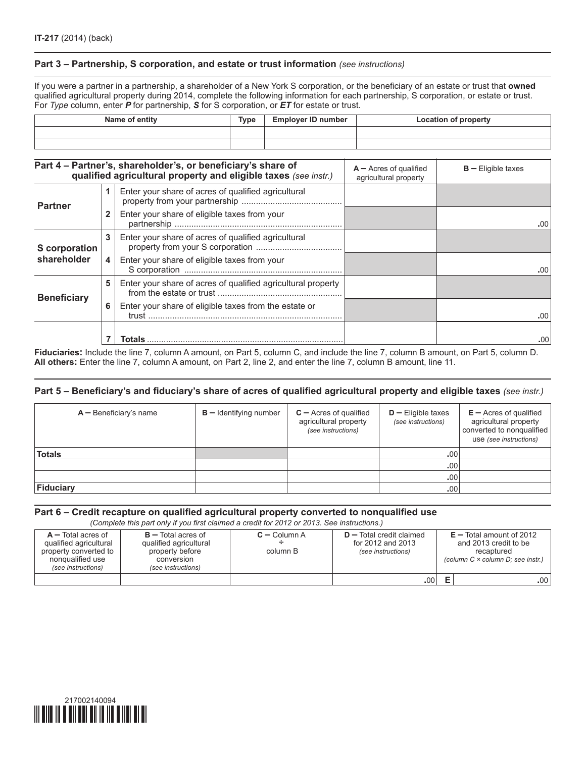IT-217 (2014) (back)

## Part 3 – Partnership, S corporation, and estate or trust information *(see instructions)*

If you were a partner in a partnership, a shareholder of a New York S corporation, or the beneficiary of an estate or trust that **owned** qualified agricultural property during 2014, complete the following information for each partnership, S corporation, or estate or trust. For *Type* column, enter ***P*** for partnership, ***S*** for S corporation, or ***ET*** for estate or trust.

| Name of entity | Type | Employer ID number | Location of property |
|---|---|---|---|
| | | | |
| | | | |

## Part 4 – Partner's, shareholder's, or beneficiary's share of qualified agricultural property and eligible taxes *(see instr.)*

| | | | A – Acres of qualified agricultural property | B – Eligible taxes |
|---|---|---|---|---|
| **Partner** | 1 | Enter your share of acres of qualified agricultural property from your partnership | | |
| | 2 | Enter your share of eligible taxes from your partnership | | .00 |
| **S corporation shareholder** | 3 | Enter your share of acres of qualified agricultural property from your S corporation | | |
| | 4 | Enter your share of eligible taxes from your S corporation | | .00 |
| **Beneficiary** | 5 | Enter your share of acres of qualified agricultural property from the estate or trust | | |
| | 6 | Enter your share of eligible taxes from the estate or trust | | .00 |
| | 7 | **Totals** | | .00 |

**Fiduciaries:** Include the line 7, column A amount, on Part 5, column C, and include the line 7, column B amount, on Part 5, column D.
**All others:** Enter the line 7, column A amount, on Part 2, line 2, and enter the line 7, column B amount, line 11.

## Part 5 – Beneficiary's and fiduciary's share of acres of qualified agricultural property and eligible taxes *(see instr.)*

| A – Beneficiary's name | B – Identifying number | C – Acres of qualified agricultural property *(see instructions)* | D – Eligible taxes *(see instructions)* | E – Acres of qualified agricultural property converted to nonqualified use *(see instructions)* |
|---|---|---|---|---|
| **Totals** | | | .00 | |
| | | | .00 | |
| | | | .00 | |
| **Fiduciary** | | | .00 | |

## Part 6 – Credit recapture on qualified agricultural property converted to nonqualified use

*(Complete this part only if you first claimed a credit for 2012 or 2013. See instructions.)*

| A – Total acres of qualified agricultural property converted to nonqualified use *(see instructions)* | B – Total acres of qualified agricultural property before conversion *(see instructions)* | C – Column A ÷ column B | D – Total credit claimed for 2012 and 2013 *(see instructions)* | E – Total amount of 2012 and 2013 credit to be recaptured *(column C × column D; see instr.)* |
|---|---|---|---|---|
| | | | .00 | **E** .00 |

217002140094